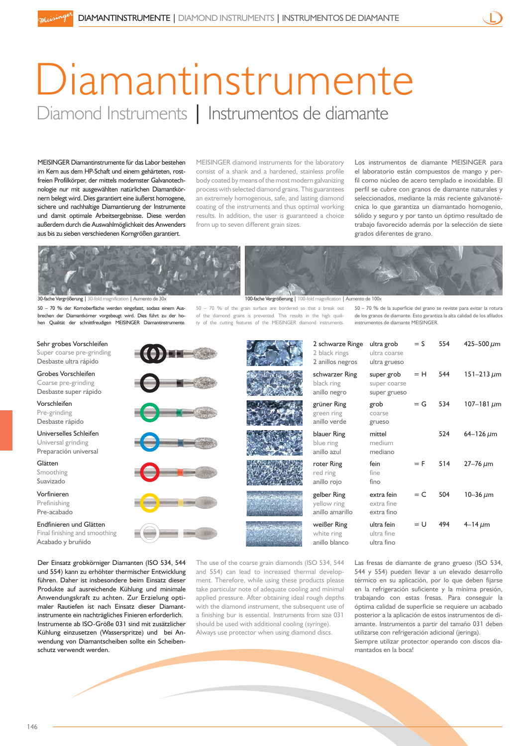# Diamantinstrumente

## Diamond Instruments | Instrumentos de diamante

MEISINGER Diamantinstrumente für das Labor bestehen im Kern aus dem HP-Schaft und einem gehärteten, rostfreien Profilkörper, der mittels modernster Galvanotechnologie nur mit ausgewählten natürlichen Diamantkörnern belegt wird. Dies garantiert eine äußerst homogene, sichere und nachhaltige Diamantierung der Instrumente und damit optimale Arbeitsergebnisse. Diese werden außerdem durch die Auswahlmöglichkeit des Anwenders aus bis zu sieben verschiedenen Korngrößen garantiert.

MEISINGER diamond instruments for the laboratory consist of a shank and a hardened, stainless profile body coated by means of the most modern galvanizing process with selected diamond grains. This guarantees an extremely homogenous, safe, and lasting diamond coating of the instruments and thus optimal working results. In addition, the user is guaranteed a choice from up to seven different grain sizes.

Los instrumentos de diamante MEISINGER para el laboratorio están compuestos de mango y perfil como núcleo de acero templado e inoxidable. El perfil se cubre con granos de diamante naturales y seleccionados, mediante la más reciente galvanotécnica lo que garantiza un diamantado homogenio, sólido y seguro y por tanto un óptimo resultado de trabajo favorecido además por la selección de siete grados diferentes de grano.

30-fache Vergrößerung | 30-fold magnification | Aumento de 30x

100-fache Vergrößerung | 100-fold magnification | Aumento de 100x

50 – 70 % der Kornoberfläche werden eingefasst, sodass einem Ausbrechen der Diamantkörner vorgebeugt wird. Dies führt zu der hohen Qualität der schnittfreudigen MEISINGER Diamantinstrumente.

50 – 70 % of the grain surface are bordered so that a break out of the diamond grains is prevented. This results in the high quality of the cutting features of the MEISINGER diamond instruments.

50 – 70 % de la superficie del grano se reviste para evitar la rotura de los granos de diamante. Esto garantiza la alta calidad de los afilados instrumentos de diamante MEISINGER.

| Anwendung / Application / Aplicación | Ring | Körnung / Grit / Grano | | ISO | Korngröße |
|---|---|---|---|---|---|
| Sehr grobes Vorschleifen<br>Super coarse pre-grinding<br>Desbaste ultra rápido | 2 schwarze Ringe<br>2 black rings<br>2 anillos negros | ultra grob<br>ultra coarse<br>ultra grueso | = S | 554 | 425–500 µm |
| Grobes Vorschleifen<br>Coarse pre-grinding<br>Desbaste super rápido | schwarzer Ring<br>black ring<br>anillo negro | super grob<br>super coarse<br>super grueso | = H | 544 | 151–213 µm |
| Vorschleifen<br>Pre-grinding<br>Desbaste rápido | grüner Ring<br>green ring<br>anillo verde | grob<br>coarse<br>grueso | = G | 534 | 107–181 µm |
| Universelles Schleifen<br>Universal grinding<br>Preparación universal | blauer Ring<br>blue ring<br>anillo azul | mittel<br>medium<br>mediano | | 524 | 64–126 µm |
| Glätten<br>Smoothing<br>Suavizado | roter Ring<br>red ring<br>anillo rojo | fein<br>fine<br>fino | = F | 514 | 27–76 µm |
| Vorfinieren<br>Prefinishing<br>Pre-acabado | gelber Ring<br>yellow ring<br>anillo amarillo | extra fein<br>extra fine<br>extra fino | = C | 504 | 10–36 µm |
| Endfinieren und Glätten<br>Final finishing and smoothing<br>Acabado y bruñido | weißer Ring<br>white ring<br>anillo blanco | ultra fein<br>ultra fine<br>ultra fino | = U | 494 | 4–14 µm |

Der Einsatz grobkörniger Diamanten (ISO 534, 544 und 554) kann zu erhöhter thermischer Entwicklung führen. Daher ist insbesondere beim Einsatz dieser Produkte auf ausreichende Kühlung und minimale Anwendungskraft zu achten. Zur Erzielung optimaler Rautiefen ist nach Einsatz dieser Diamantinstrumente ein nachträgliches Finieren erforderlich. Instrumente ab ISO-Größe 031 sind mit zusätzlicher Kühlung einzusetzen (Wasserspritze) und bei Anwendung von Diamantscheiben sollte ein Scheibenschutz verwendet werden.

The use of the coarse grain diamonds (ISO 534, 544 and 554) can lead to increased thermal development. Therefore, while using these products please take particular note of adequate cooling and minimal applied pressure. After obtaining ideal rough depths with the diamond instrument, the subsequent use of a finishing bur is essential. Instruments from size 031 should be used with additional cooling (syringe). Always use protector when using diamond discs.

Las fresas de diamante de grano grueso (ISO 534, 544 y 554) pueden llevar a un elevado desarrollo térmico en su aplicación, por lo que deben fijarse en la refrigeración suficiente y la mínima presión, trabajando con estas fresas. Para conseguir la óptima calidad de superficie se requiere un acabado posterior a la aplicación de estos instrumentos de diamante. Instrumentos a partir del tamaño 031 deben utilizarse con refrigeración adicional (jeringa). Siempre utilizar protector operando con discos diamantados en la boca!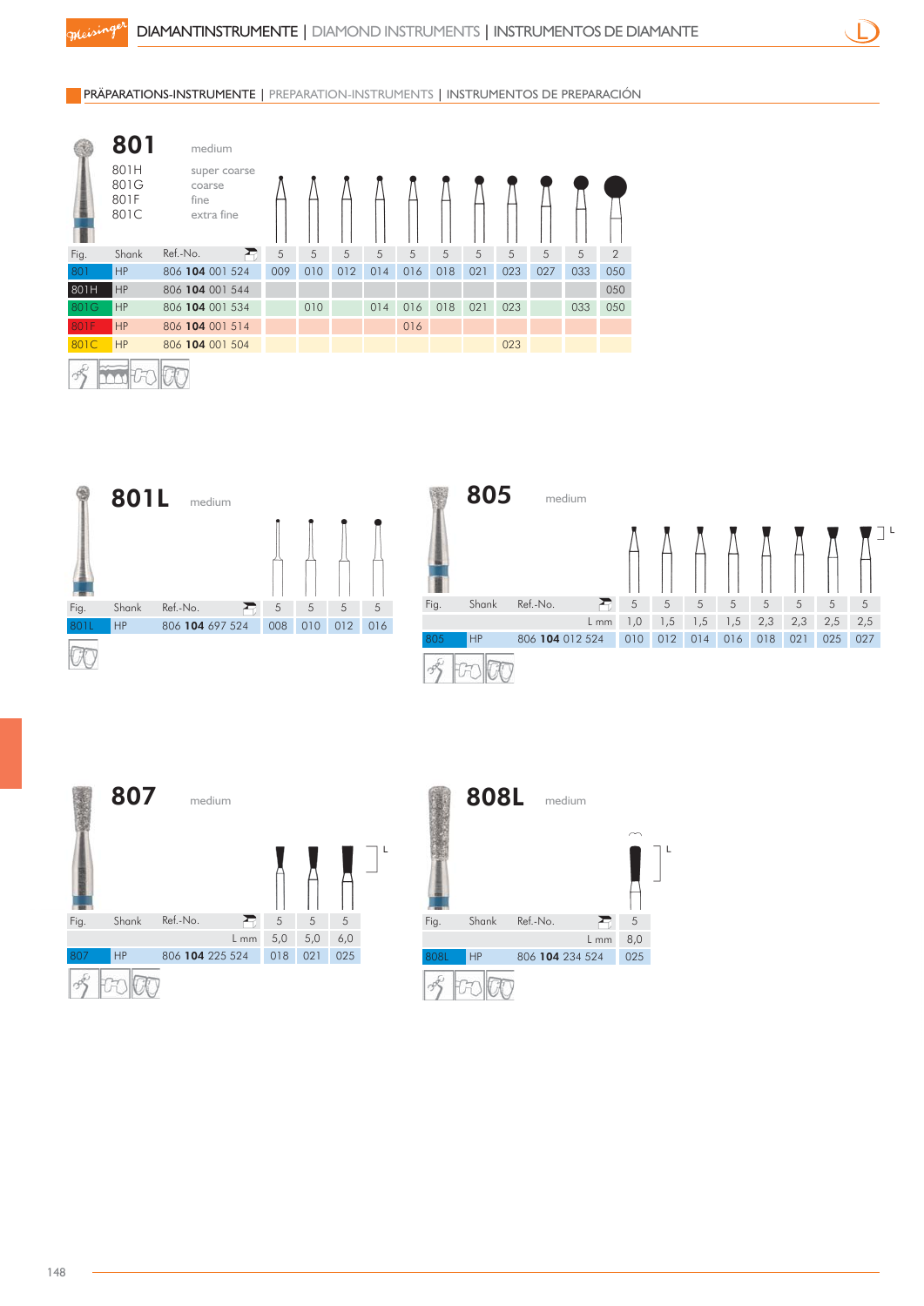## PRÄPARATIONS-INSTRUMENTE | PREPARATION-INSTRUMENTS | INSTRUMENTOS DE PREPARACIÓN

### 801

| | |
|---|---|
| 801 | medium |
| 801H | super coarse |
| 801G | coarse |
| 801F | fine |
| 801C | extra fine |

| Fig. | Shank | Ref.-No. | 5 | 5 | 5 | 5 | 5 | 5 | 5 | 5 | 5 | 5 | 2 |
|---|---|---|---|---|---|---|---|---|---|---|---|---|---|
| 801 | HP | 806 **104** 001 524 | 009 | 010 | 012 | 014 | 016 | 018 | 021 | 023 | 027 | 033 | 050 |
| 801H | HP | 806 **104** 001 544 | | | | | | | | | | | 050 |
| 801G | HP | 806 **104** 001 534 | | 010 | | 014 | 016 | 018 | 021 | 023 | | 033 | 050 |
| 801F | HP | 806 **104** 001 514 | | | | | 016 | | | | | | |
| 801C | HP | 806 **104** 001 504 | | | | | | | | 023 | | | |

### 801L

medium

| Fig. | Shank | Ref.-No. | 5 | 5 | 5 | 5 |
|---|---|---|---|---|---|---|
| 801L | HP | 806 **104** 697 524 | 008 | 010 | 012 | 016 |

### 805

medium

| Fig. | Shank | Ref.-No. | 5 | 5 | 5 | 5 | 5 | 5 | 5 | 5 |
|---|---|---|---|---|---|---|---|---|---|---|
| | | L mm | 1,0 | 1,5 | 1,5 | 1,5 | 2,3 | 2,3 | 2,5 | 2,5 |
| 805 | HP | 806 **104** 012 524 | 010 | 012 | 014 | 016 | 018 | 021 | 025 | 027 |

### 807

medium

| Fig. | Shank | Ref.-No. | 5 | 5 | 5 |
|---|---|---|---|---|---|
| | | L mm | 5,0 | 5,0 | 6,0 |
| 807 | HP | 806 **104** 225 524 | 018 | 021 | 025 |

### 808L

medium

| Fig. | Shank | Ref.-No. | 5 |
|---|---|---|---|
| | | L mm | 8,0 |
| 808L | HP | 806 **104** 234 524 | 025 |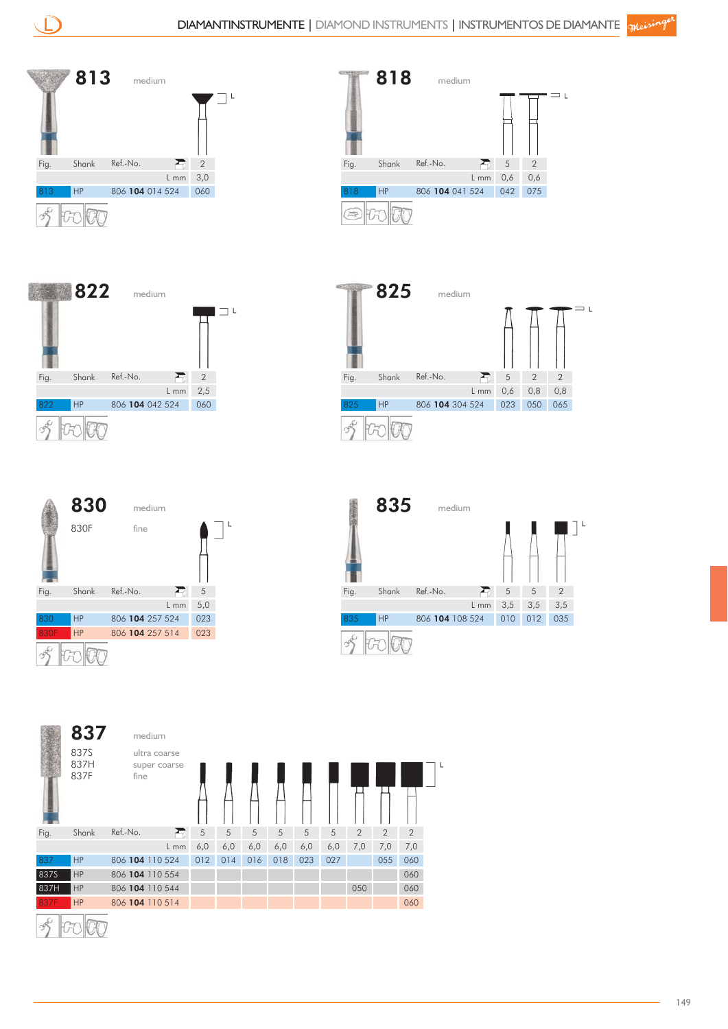# DIAMANTINSTRUMENTE | DIAMOND INSTRUMENTS | INSTRUMENTOS DE DIAMANTE

## 813 medium

| Fig. | Shank | Ref.-No. | 2 |
|---|---|---|---|
| | | L mm | 3,0 |
| 813 | HP | 806 **104** 014 524 | 060 |

## 818 medium

| Fig. | Shank | Ref.-No. | 5 | 2 |
|---|---|---|---|---|
| | | L mm | 0,6 | 0,6 |
| 818 | HP | 806 **104** 041 524 | 042 | 075 |

## 822 medium

| Fig. | Shank | Ref.-No. | 2 |
|---|---|---|---|
| | | L mm | 2,5 |
| 822 | HP | 806 **104** 042 524 | 060 |

## 825 medium

| Fig. | Shank | Ref.-No. | 5 | 2 | 2 |
|---|---|---|---|---|---|
| | | L mm | 0,6 | 0,8 | 0,8 |
| 825 | HP | 806 **104** 304 524 | 023 | 050 | 065 |

## 830 medium
830F fine

| Fig. | Shank | Ref.-No. | 5 |
|---|---|---|---|
| | | L mm | 5,0 |
| 830 | HP | 806 **104** 257 524 | 023 |
| 830F | HP | 806 **104** 257 514 | 023 |

## 835 medium

| Fig. | Shank | Ref.-No. | 5 | 5 | 2 |
|---|---|---|---|---|---|
| | | L mm | 3,5 | 3,5 | 3,5 |
| 835 | HP | 806 **104** 108 524 | 010 | 012 | 035 |

## 837 medium
837S ultra coarse
837H super coarse
837F fine

| Fig. | Shank | Ref.-No. | 5 | 5 | 5 | 5 | 5 | 5 | 2 | 2 | 2 |
|---|---|---|---|---|---|---|---|---|---|---|---|
| | | L mm | 6,0 | 6,0 | 6,0 | 6,0 | 6,0 | 6,0 | 7,0 | 7,0 | 7,0 |
| 837 | HP | 806 **104** 110 524 | 012 | 014 | 016 | 018 | 023 | 027 | | 055 | 060 |
| 837S | HP | 806 **104** 110 554 | | | | | | | | | 060 |
| 837H | HP | 806 **104** 110 544 | | | | | | | 050 | | 060 |
| 837F | HP | 806 **104** 110 514 | | | | | | | | | 060 |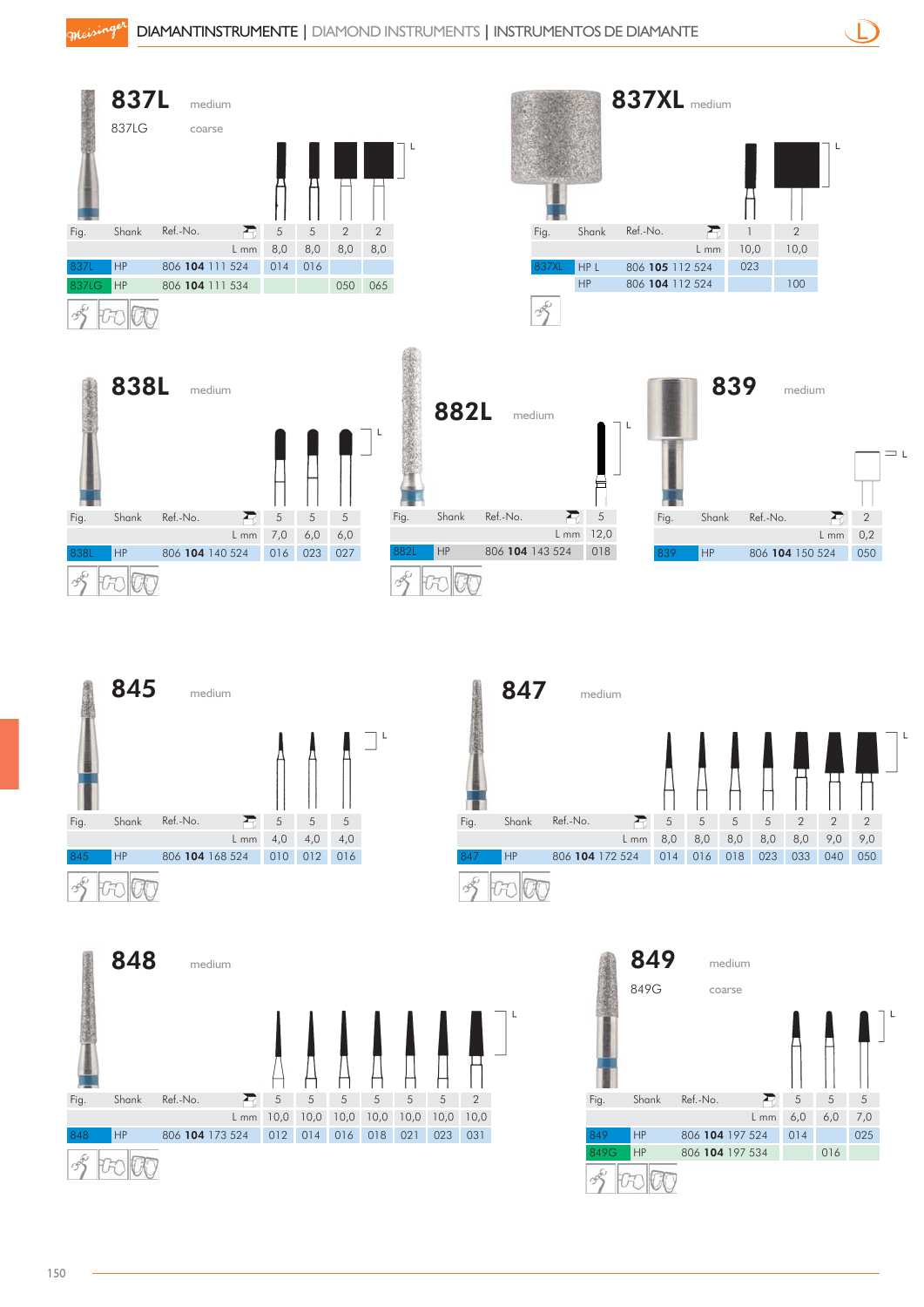## DIAMANTINSTRUMENTE | DIAMOND INSTRUMENTS | INSTRUMENTOS DE DIAMANTE

### 837L medium
837LG coarse

| Fig. | Shank | Ref.-No. | | | | |
|---|---|---|---|---|---|---|
| | | | 5 | 5 | 2 | 2 |
| | | L mm | 8,0 | 8,0 | 8,0 | 8,0 |
| 837L | HP | 806 **104** 111 524 | 014 | 016 | | |
| 837LG | HP | 806 **104** 111 534 | | | 050 | 065 |

### 837XL medium

| Fig. | Shank | Ref.-No. | | |
|---|---|---|---|---|
| | | | 1 | 2 |
| | | L mm | 10,0 | 10,0 |
| 837XL | HP L | 806 **105** 112 524 | 023 | |
| | HP | 806 **104** 112 524 | | 100 |

### 838L medium

| Fig. | Shank | Ref.-No. | | | |
|---|---|---|---|---|---|
| | | | 5 | 5 | 5 |
| | | L mm | 7,0 | 6,0 | 6,0 |
| 838L | HP | 806 **104** 140 524 | 016 | 023 | 027 |

### 882L medium

| Fig. | Shank | Ref.-No. | |
|---|---|---|---|
| | | | 5 |
| | | L mm | 12,0 |
| 882L | HP | 806 **104** 143 524 | 018 |

### 839 medium

| Fig. | Shank | Ref.-No. | |
|---|---|---|---|
| | | | 2 |
| | | L mm | 0,2 |
| 839 | HP | 806 **104** 150 524 | 050 |

### 845 medium

| Fig. | Shank | Ref.-No. | | | |
|---|---|---|---|---|---|
| | | | 5 | 5 | 5 |
| | | L mm | 4,0 | 4,0 | 4,0 |
| 845 | HP | 806 **104** 168 524 | 010 | 012 | 016 |

### 847 medium

| Fig. | Shank | Ref.-No. | | | | | | | |
|---|---|---|---|---|---|---|---|---|---|
| | | | 5 | 5 | 5 | 5 | 2 | 2 | 2 |
| | | L mm | 8,0 | 8,0 | 8,0 | 8,0 | 8,0 | 9,0 | 9,0 |
| 847 | HP | 806 **104** 172 524 | 014 | 016 | 018 | 023 | 033 | 040 | 050 |

### 848 medium

| Fig. | Shank | Ref.-No. | | | | | | | |
|---|---|---|---|---|---|---|---|---|---|
| | | | 5 | 5 | 5 | 5 | 5 | 5 | 2 |
| | | L mm | 10,0 | 10,0 | 10,0 | 10,0 | 10,0 | 10,0 | 10,0 |
| 848 | HP | 806 **104** 173 524 | 012 | 014 | 016 | 018 | 021 | 023 | 031 |

### 849 medium
849G coarse

| Fig. | Shank | Ref.-No. | | | |
|---|---|---|---|---|---|
| | | | 5 | 5 | 5 |
| | | L mm | 6,0 | 6,0 | 7,0 |
| 849 | HP | 806 **104** 197 524 | 014 | | 025 |
| 849G | HP | 806 **104** 197 534 | | 016 | |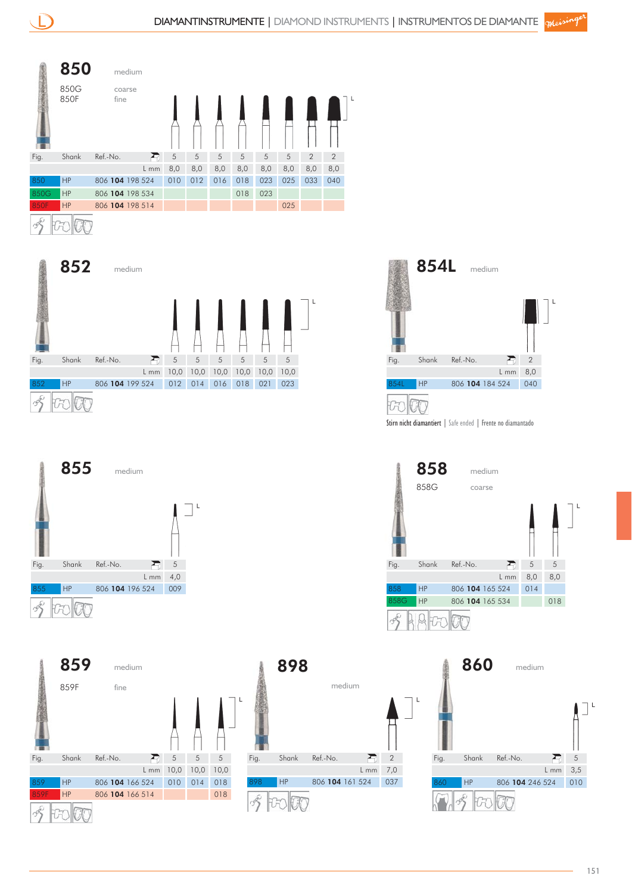## 850

| | |
|---|---|
| 850 | medium |
| 850G | coarse |
| 850F | fine |

| Fig. | Shank | Ref.-No. | | | | | | | | |
|---|---|---|---|---|---|---|---|---|---|---|
| | | | 5 | 5 | 5 | 5 | 5 | 5 | 2 | 2 |
| | | L mm | 8,0 | 8,0 | 8,0 | 8,0 | 8,0 | 8,0 | 8,0 | 8,0 |
| 850 | HP | 806 **104** 198 524 | 010 | 012 | 016 | 018 | 023 | 025 | 033 | 040 |
| 850G | HP | 806 **104** 198 534 | | | | 018 | 023 | | | |
| 850F | HP | 806 **104** 198 514 | | | | | | 025 | | |

## 852

medium

| Fig. | Shank | Ref.-No. | | | | | | |
|---|---|---|---|---|---|---|---|---|
| | | | 5 | 5 | 5 | 5 | 5 | 5 |
| | | L mm | 10,0 | 10,0 | 10,0 | 10,0 | 10,0 | 10,0 |
| 852 | HP | 806 **104** 199 524 | 012 | 014 | 016 | 018 | 021 | 023 |

## 854L

medium

| Fig. | Shank | Ref.-No. | |
|---|---|---|---|
| | | | 2 |
| | | L mm | 8,0 |
| 854L | HP | 806 **104** 184 524 | 040 |

Stirn nicht diamantiert | Safe ended | Frente no diamantado

## 855

medium

| Fig. | Shank | Ref.-No. | |
|---|---|---|---|
| | | | 5 |
| | | L mm | 4,0 |
| 855 | HP | 806 **104** 196 524 | 009 |

## 858

| | |
|---|---|
| 858 | medium |
| 858G | coarse |

| Fig. | Shank | Ref.-No. | | |
|---|---|---|---|---|
| | | | 5 | 5 |
| | | L mm | 8,0 | 8,0 |
| 858 | HP | 806 **104** 165 524 | 014 | |
| 858G | HP | 806 **104** 165 534 | | 018 |

## 859

| | |
|---|---|
| 859 | medium |
| 859F | fine |

| Fig. | Shank | Ref.-No. | | | |
|---|---|---|---|---|---|
| | | | 5 | 5 | 5 |
| | | L mm | 10,0 | 10,0 | 10,0 |
| 859 | HP | 806 **104** 166 524 | 010 | 014 | 018 |
| 859F | HP | 806 **104** 166 514 | | | 018 |

## 898

medium

| Fig. | Shank | Ref.-No. | |
|---|---|---|---|
| | | | 2 |
| | | L mm | 7,0 |
| 898 | HP | 806 **104** 161 524 | 037 |

## 860

medium

| Fig. | Shank | Ref.-No. | |
|---|---|---|---|
| | | | 5 |
| | | L mm | 3,5 |
| 860 | HP | 806 **104** 246 524 | 010 |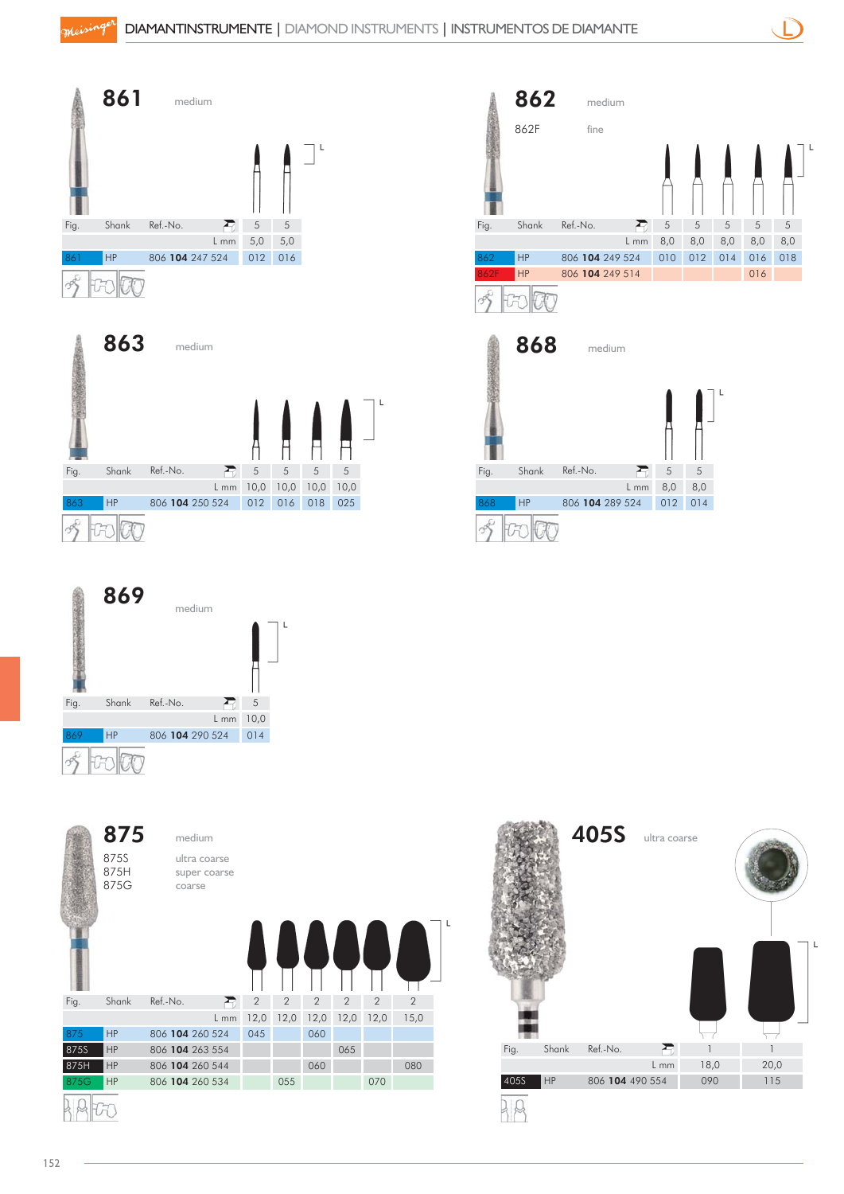DIAMANTINSTRUMENTE | DIAMOND INSTRUMENTS | INSTRUMENTOS DE DIAMANTE

## 861

medium

| Fig. | Shank | Ref.-No. | | |
|---|---|---|---|---|
| | | | 5 | 5 |
| | | L mm | 5,0 | 5,0 |
| 861 | HP | 806 **104** 247 524 | 012 | 016 |

## 862

| | |
|---|---|
| 862 | medium |
| 862F | fine |

| Fig. | Shank | Ref.-No. | | | | | |
|---|---|---|---|---|---|---|---|
| | | | 5 | 5 | 5 | 5 | 5 |
| | | L mm | 8,0 | 8,0 | 8,0 | 8,0 | 8,0 |
| 862 | HP | 806 **104** 249 524 | 010 | 012 | 014 | 016 | 018 |
| 862F | HP | 806 **104** 249 514 | | | | 016 | |

## 863

medium

| Fig. | Shank | Ref.-No. | | | | |
|---|---|---|---|---|---|---|
| | | | 5 | 5 | 5 | 5 |
| | | L mm | 10,0 | 10,0 | 10,0 | 10,0 |
| 863 | HP | 806 **104** 250 524 | 012 | 016 | 018 | 025 |

## 868

medium

| Fig. | Shank | Ref.-No. | | |
|---|---|---|---|---|
| | | | 5 | 5 |
| | | L mm | 8,0 | 8,0 |
| 868 | HP | 806 **104** 289 524 | 012 | 014 |

## 869

medium

| Fig. | Shank | Ref.-No. | |
|---|---|---|---|
| | | | 5 |
| | | L mm | 10,0 |
| 869 | HP | 806 **104** 290 524 | 014 |

## 875

| | |
|---|---|
| 875 | medium |
| 875S | ultra coarse |
| 875H | super coarse |
| 875G | coarse |

| Fig. | Shank | Ref.-No. | | | | | | |
|---|---|---|---|---|---|---|---|---|
| | | | 2 | 2 | 2 | 2 | 2 | 2 |
| | | L mm | 12,0 | 12,0 | 12,0 | 12,0 | 12,0 | 15,0 |
| 875 | HP | 806 **104** 260 524 | 045 | | 060 | | | |
| 875S | HP | 806 **104** 263 554 | | | | 065 | | |
| 875H | HP | 806 **104** 260 544 | | | 060 | | | 080 |
| 875G | HP | 806 **104** 260 534 | | 055 | | | 070 | |

## 405S

ultra coarse

| Fig. | Shank | Ref.-No. | | |
|---|---|---|---|---|
| | | | 1 | 1 |
| | | L mm | 18,0 | 20,0 |
| 405S | HP | 806 **104** 490 554 | 090 | 115 |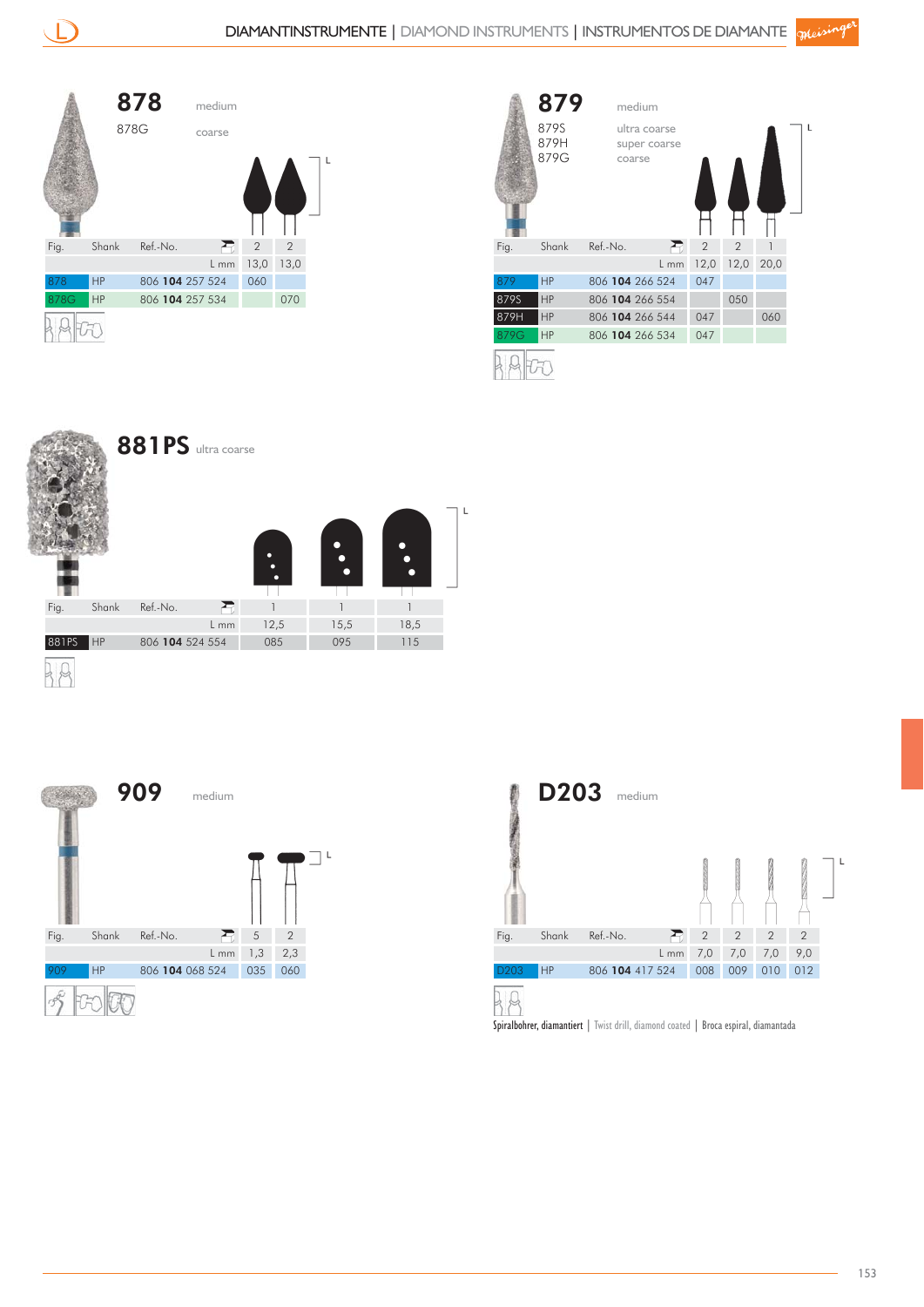# 878

878 medium
878G coarse

| Fig. | Shank | Ref.-No. | 2 | 2 |
|---|---|---|---|---|
| | | L mm | 13,0 | 13,0 |
| 878 | HP | 806 **104** 257 524 | 060 | |
| 878G | HP | 806 **104** 257 534 | | 070 |

# 879

879 medium
879S ultra coarse
879H super coarse
879G coarse

| Fig. | Shank | Ref.-No. | 2 | 2 | 1 |
|---|---|---|---|---|---|
| | | L mm | 12,0 | 12,0 | 20,0 |
| 879 | HP | 806 **104** 266 524 | 047 | | |
| 879S | HP | 806 **104** 266 554 | | 050 | |
| 879H | HP | 806 **104** 266 544 | 047 | | 060 |
| 879G | HP | 806 **104** 266 534 | 047 | | |

# 881PS ultra coarse

| Fig. | Shank | Ref.-No. | 1 | 1 | 1 |
|---|---|---|---|---|---|
| | | L mm | 12,5 | 15,5 | 18,5 |
| 881PS | HP | 806 **104** 524 554 | 085 | 095 | 115 |

# 909

909 medium

| Fig. | Shank | Ref.-No. | 5 | 2 |
|---|---|---|---|---|
| | | L mm | 1,3 | 2,3 |
| 909 | HP | 806 **104** 068 524 | 035 | 060 |

# D203

D203 medium

| Fig. | Shank | Ref.-No. | 2 | 2 | 2 | 2 |
|---|---|---|---|---|---|---|
| | | L mm | 7,0 | 7,0 | 7,0 | 9,0 |
| D203 | HP | 806 **104** 417 524 | 008 | 009 | 010 | 012 |

Spiralbohrer, diamantiert | Twist drill, diamond coated | Broca espiral, diamantada